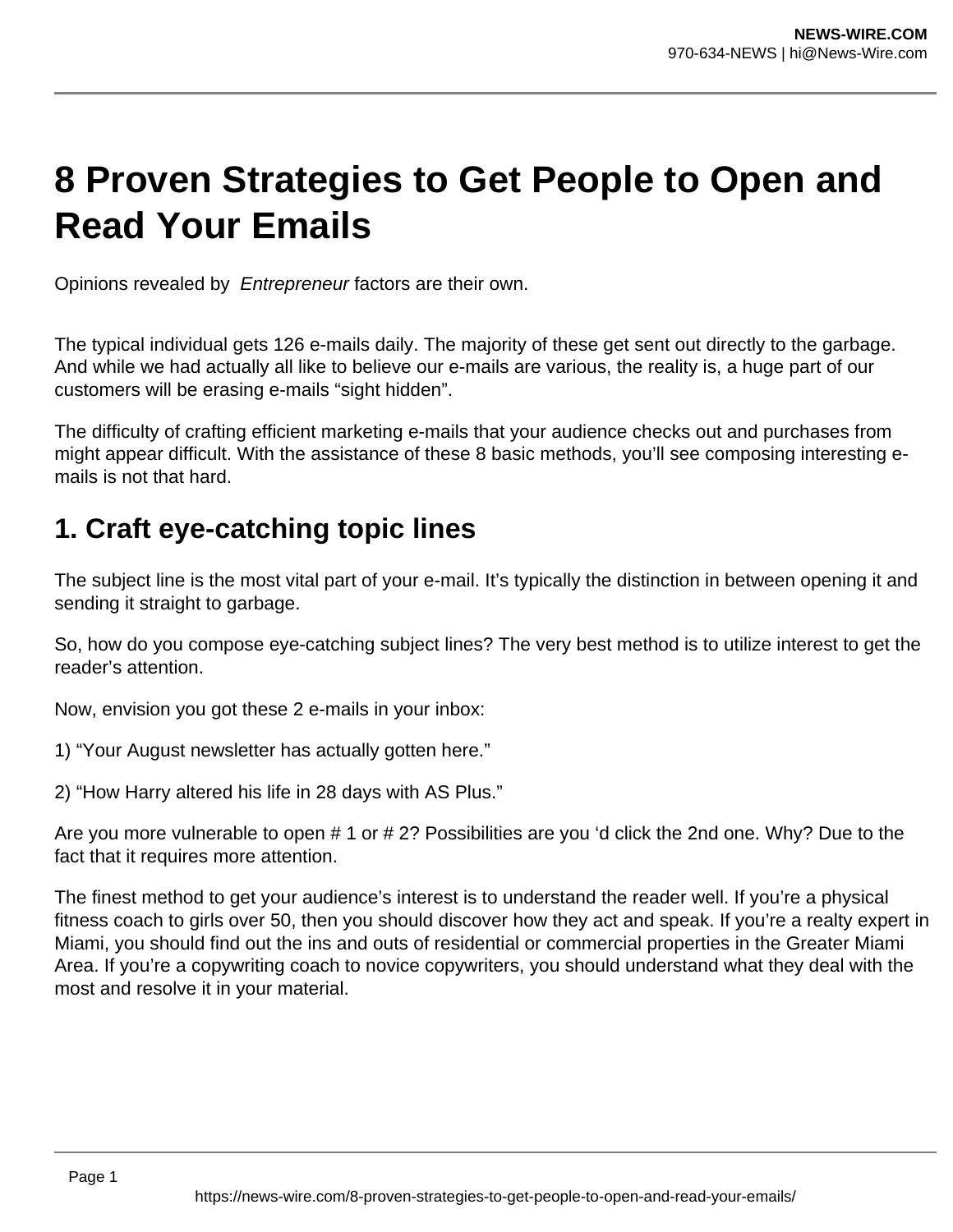# 8 Proven Strategies to Get People to Open and Read Your Emails

Opinions revealed by *Entrepreneur* factors are their own.

The typical individual gets 126 e-mails daily. The majority of these get sent out directly to the garbage. And while we had actually all like to believe our e-mails are various, the reality is, a huge part of our customers will be erasing e-mails "sight hidden".

The difficulty of crafting efficient marketing e-mails that your audience checks out and purchases from might appear difficult. With the assistance of these 8 basic methods, you'll see composing interesting e-mails is not that hard.

## 1. Craft eye-catching topic lines

The subject line is the most vital part of your e-mail. It's typically the distinction in between opening it and sending it straight to garbage.

So, how do you compose eye-catching subject lines? The very best method is to utilize interest to get the reader's attention.

Now, envision you got these 2 e-mails in your inbox:

1) "Your August newsletter has actually gotten here."

2) "How Harry altered his life in 28 days with AS Plus."

Are you more vulnerable to open # 1 or # 2? Possibilities are you 'd click the 2nd one. Why? Due to the fact that it requires more attention.

The finest method to get your audience's interest is to understand the reader well. If you're a physical fitness coach to girls over 50, then you should discover how they act and speak. If you're a realty expert in Miami, you should find out the ins and outs of residential or commercial properties in the Greater Miami Area. If you're a copywriting coach to novice copywriters, you should understand what they deal with the most and resolve it in your material.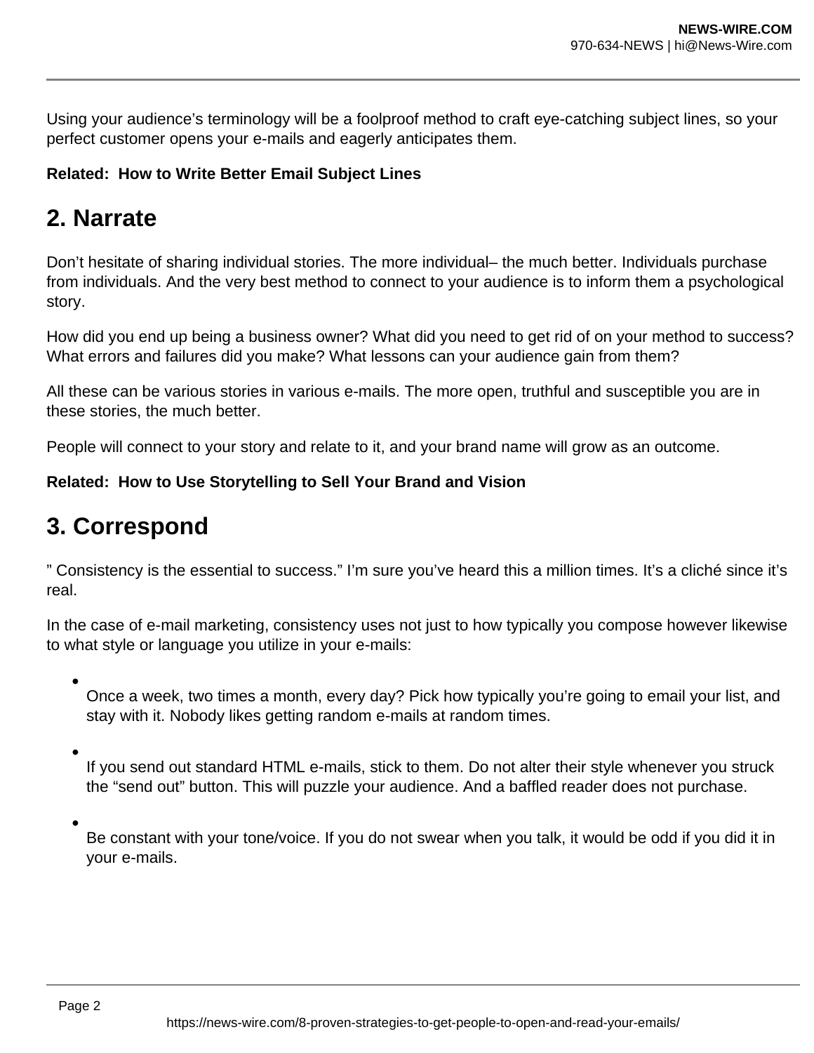Using your audience's terminology will be a foolproof method to craft eye-catching subject lines, so your perfect customer opens your e-mails and eagerly anticipates them.

**Related: How to Write Better Email Subject Lines**

## 2. Narrate

Don't hesitate of sharing individual stories. The more individual– the much better. Individuals purchase from individuals. And the very best method to connect to your audience is to inform them a psychological story.

How did you end up being a business owner? What did you need to get rid of on your method to success? What errors and failures did you make? What lessons can your audience gain from them?

All these can be various stories in various e-mails. The more open, truthful and susceptible you are in these stories, the much better.

People will connect to your story and relate to it, and your brand name will grow as an outcome.

**Related: How to Use Storytelling to Sell Your Brand and Vision**

## 3. Correspond

" Consistency is the essential to success." I'm sure you've heard this a million times. It's a cliché since it's real.

In the case of e-mail marketing, consistency uses not just to how typically you compose however likewise to what style or language you utilize in your e-mails:

- Once a week, two times a month, every day? Pick how typically you're going to email your list, and stay with it. Nobody likes getting random e-mails at random times.
- If you send out standard HTML e-mails, stick to them. Do not alter their style whenever you struck the "send out" button. This will puzzle your audience. And a baffled reader does not purchase.
- Be constant with your tone/voice. If you do not swear when you talk, it would be odd if you did it in your e-mails.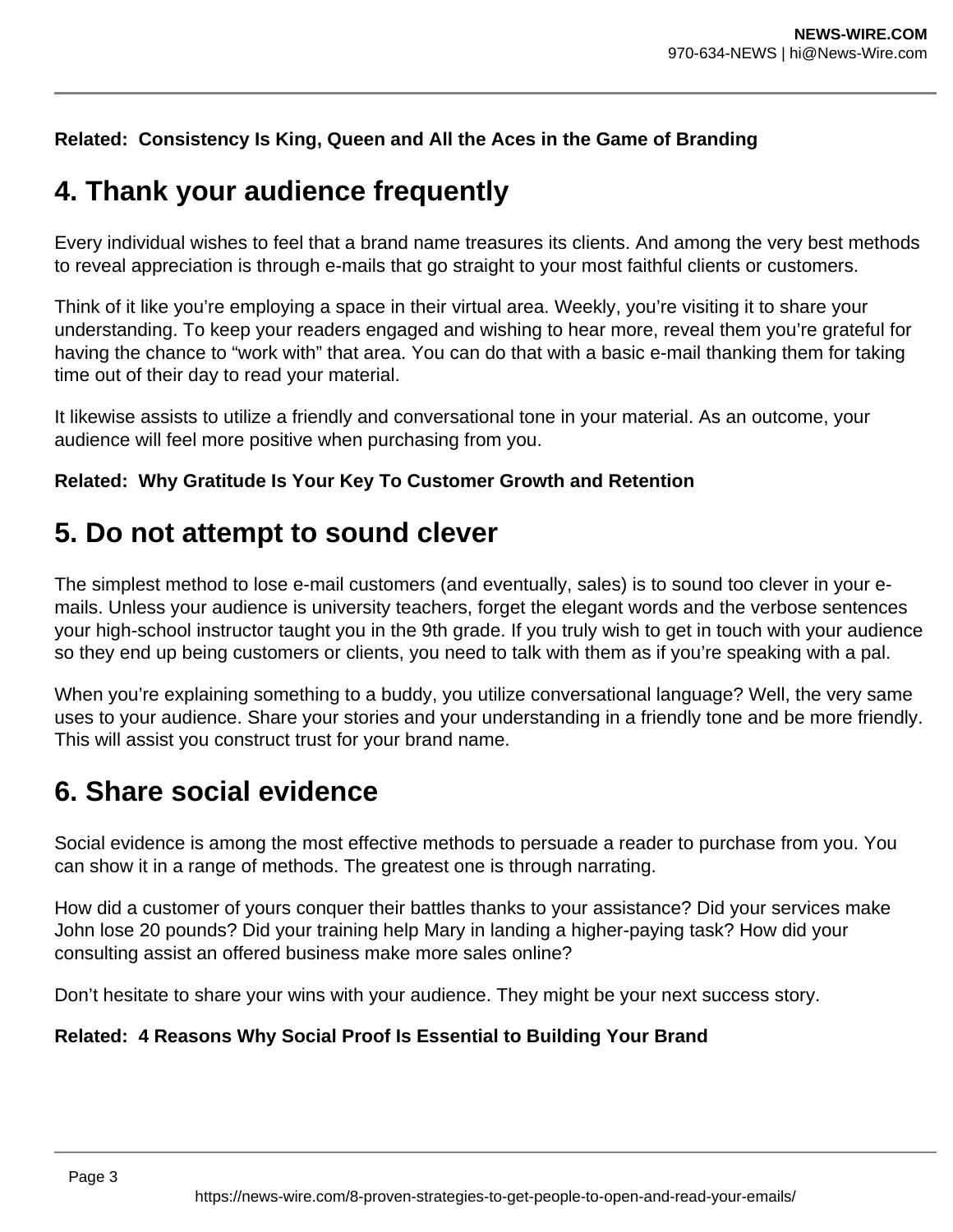**Related: Consistency Is King, Queen and All the Aces in the Game of Branding**

## 4. Thank your audience frequently

Every individual wishes to feel that a brand name treasures its clients. And among the very best methods to reveal appreciation is through e-mails that go straight to your most faithful clients or customers.

Think of it like you're employing a space in their virtual area. Weekly, you're visiting it to share your understanding. To keep your readers engaged and wishing to hear more, reveal them you're grateful for having the chance to "work with" that area. You can do that with a basic e-mail thanking them for taking time out of their day to read your material.

It likewise assists to utilize a friendly and conversational tone in your material. As an outcome, your audience will feel more positive when purchasing from you.

**Related: Why Gratitude Is Your Key To Customer Growth and Retention**

## 5. Do not attempt to sound clever

The simplest method to lose e-mail customers (and eventually, sales) is to sound too clever in your e-mails. Unless your audience is university teachers, forget the elegant words and the verbose sentences your high-school instructor taught you in the 9th grade. If you truly wish to get in touch with your audience so they end up being customers or clients, you need to talk with them as if you're speaking with a pal.

When you're explaining something to a buddy, you utilize conversational language? Well, the very same uses to your audience. Share your stories and your understanding in a friendly tone and be more friendly. This will assist you construct trust for your brand name.

## 6. Share social evidence

Social evidence is among the most effective methods to persuade a reader to purchase from you. You can show it in a range of methods. The greatest one is through narrating.

How did a customer of yours conquer their battles thanks to your assistance? Did your services make John lose 20 pounds? Did your training help Mary in landing a higher-paying task? How did your consulting assist an offered business make more sales online?

Don't hesitate to share your wins with your audience. They might be your next success story.

**Related: 4 Reasons Why Social Proof Is Essential to Building Your Brand**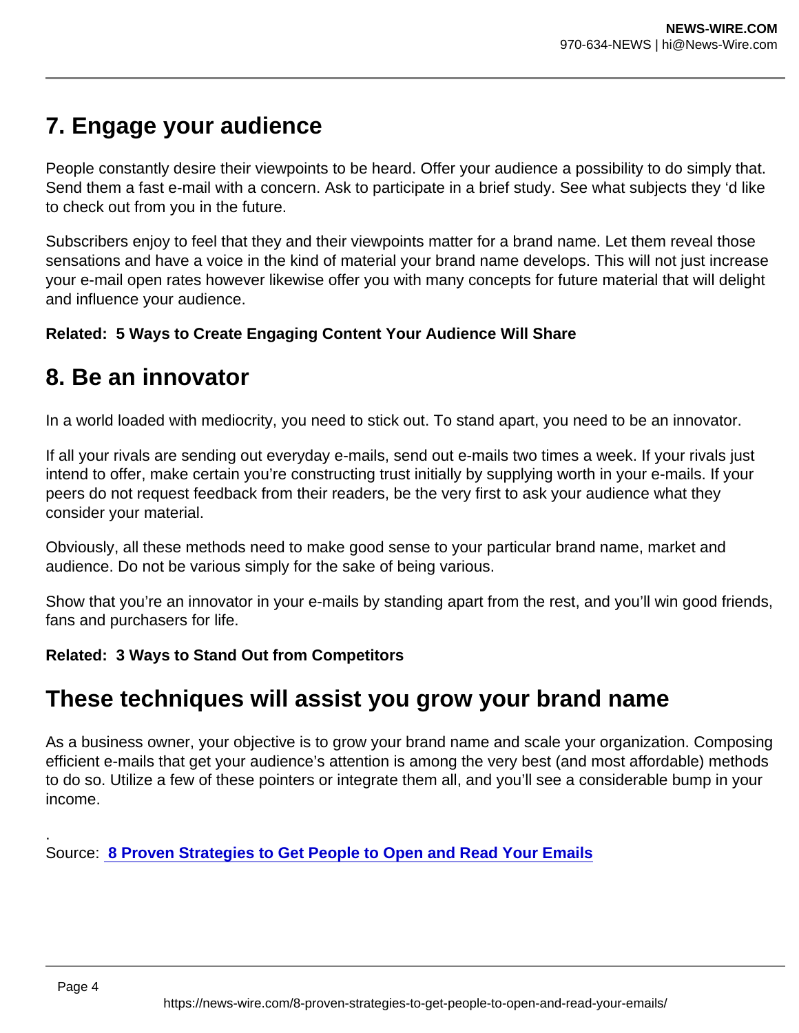## 7. Engage your audience

People constantly desire their viewpoints to be heard. Offer your audience a possibility to do simply that. Send them a fast e-mail with a concern. Ask to participate in a brief study. See what subjects they ‘d like to check out from you in the future.

Subscribers enjoy to feel that they and their viewpoints matter for a brand name. Let them reveal those sensations and have a voice in the kind of material your brand name develops. This will not just increase your e-mail open rates however likewise offer you with many concepts for future material that will delight and influence your audience.

**Related: 5 Ways to Create Engaging Content Your Audience Will Share**

## 8. Be an innovator

In a world loaded with mediocrity, you need to stick out. To stand apart, you need to be an innovator.

If all your rivals are sending out everyday e-mails, send out e-mails two times a week. If your rivals just intend to offer, make certain you’re constructing trust initially by supplying worth in your e-mails. If your peers do not request feedback from their readers, be the very first to ask your audience what they consider your material.

Obviously, all these methods need to make good sense to your particular brand name, market and audience. Do not be various simply for the sake of being various.

Show that you’re an innovator in your e-mails by standing apart from the rest, and you’ll win good friends, fans and purchasers for life.

**Related: 3 Ways to Stand Out from Competitors**

## These techniques will assist you grow your brand name

As a business owner, your objective is to grow your brand name and scale your organization. Composing efficient e-mails that get your audience’s attention is among the very best (and most affordable) methods to do so. Utilize a few of these pointers or integrate them all, and you’ll see a considerable bump in your income.

.
Source: **8 Proven Strategies to Get People to Open and Read Your Emails**